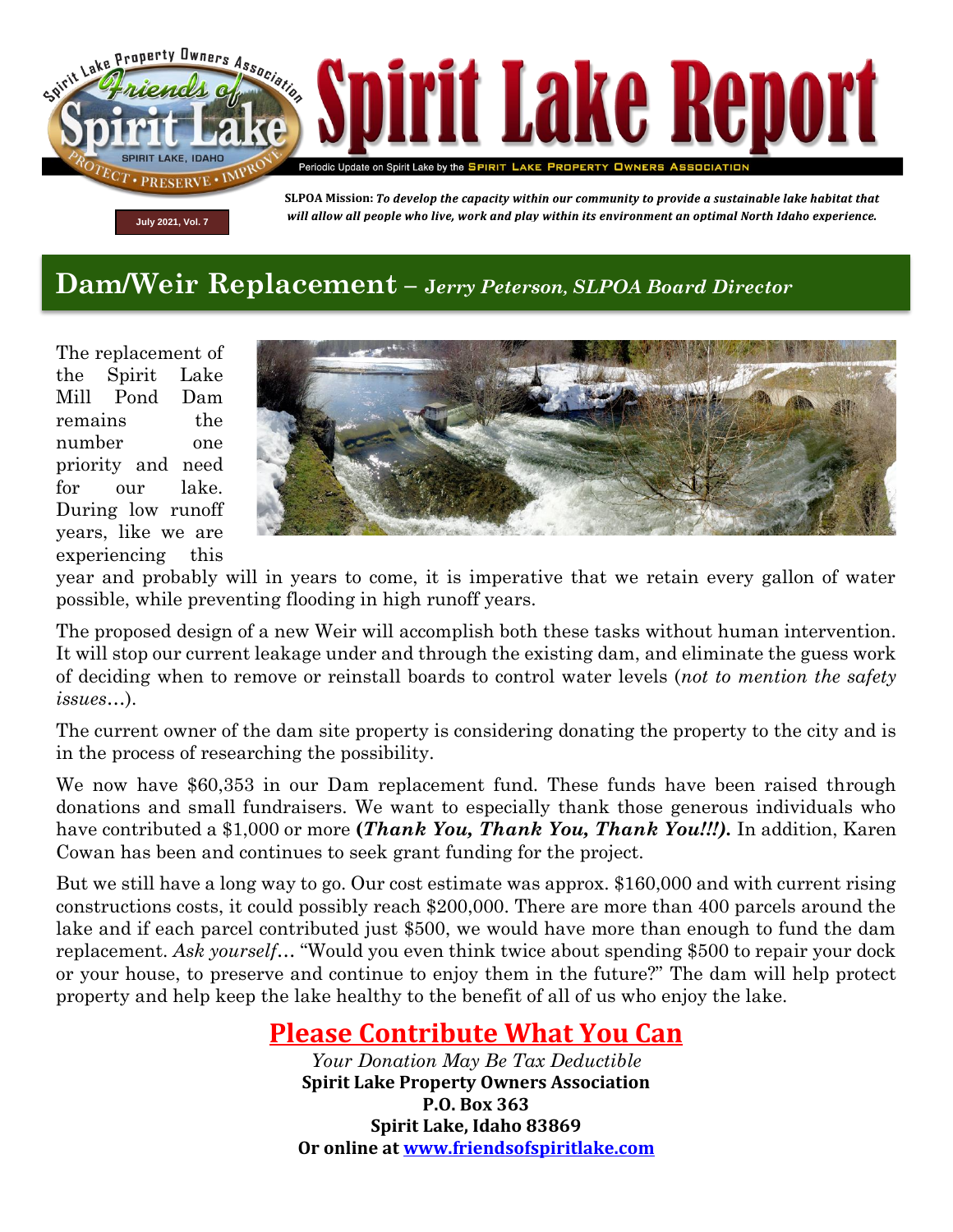# Spirit Lake Report

Periodic Update on Spirit Lake by the SPIRIT LAKE PROPERTY OWNERS ASSOCIATION

July 2021, Vol. 7

**SLPOA Mission:** ***To develop the capacity within our community to provide a sustainable lake habitat that will allow all people who live, work and play within its environment an optimal North Idaho experience.***

## Dam/Weir Replacement – *Jerry Peterson, SLPOA Board Director*

The replacement of the Spirit Lake Mill Pond Dam remains the number one priority and need for our lake. During low runoff years, like we are experiencing this year and probably will in years to come, it is imperative that we retain every gallon of water possible, while preventing flooding in high runoff years.

The proposed design of a new Weir will accomplish both these tasks without human intervention. It will stop our current leakage under and through the existing dam, and eliminate the guess work of deciding when to remove or reinstall boards to control water levels (*not to mention the safety issues…*).

The current owner of the dam site property is considering donating the property to the city and is in the process of researching the possibility.

We now have $60,353 in our Dam replacement fund. These funds have been raised through donations and small fundraisers. We want to especially thank those generous individuals who have contributed a $1,000 or more **(*Thank You, Thank You, Thank You!!!*).** In addition, Karen Cowan has been and continues to seek grant funding for the project.

But we still have a long way to go. Our cost estimate was approx. $160,000 and with current rising constructions costs, it could possibly reach $200,000. There are more than 400 parcels around the lake and if each parcel contributed just $500, we would have more than enough to fund the dam replacement. *Ask yourself…* "Would you even think twice about spending $500 to repair your dock or your house, to preserve and continue to enjoy them in the future?" The dam will help protect property and help keep the lake healthy to the benefit of all of us who enjoy the lake.

## Please Contribute What You Can

*Your Donation May Be Tax Deductible*

**Spirit Lake Property Owners Association**
**P.O. Box 363**
**Spirit Lake, Idaho 83869**
**Or online at www.friendsofspiritlake.com**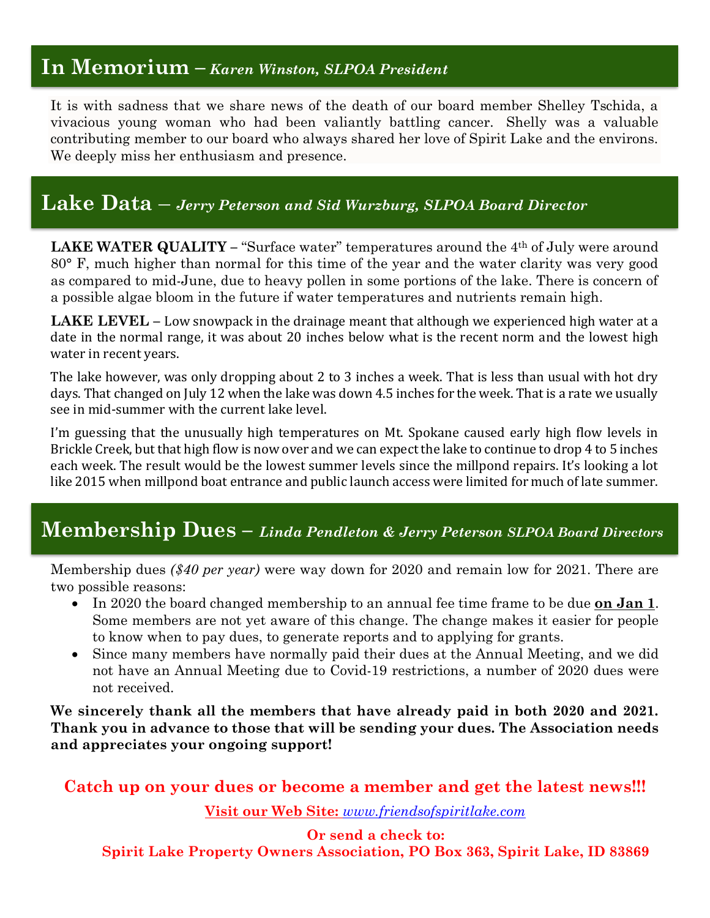## In Memorium – *Karen Winston, SLPOA President*

It is with sadness that we share news of the death of our board member Shelley Tschida, a vivacious young woman who had been valiantly battling cancer. Shelly was a valuable contributing member to our board who always shared her love of Spirit Lake and the environs. We deeply miss her enthusiasm and presence.

## Lake Data – *Jerry Peterson and Sid Wurzburg, SLPOA Board Director*

**LAKE WATER QUALITY** – "Surface water" temperatures around the 4th of July were around 80° F, much higher than normal for this time of the year and the water clarity was very good as compared to mid-June, due to heavy pollen in some portions of the lake. There is concern of a possible algae bloom in the future if water temperatures and nutrients remain high.

**LAKE LEVEL** – Low snowpack in the drainage meant that although we experienced high water at a date in the normal range, it was about 20 inches below what is the recent norm and the lowest high water in recent years.

The lake however, was only dropping about 2 to 3 inches a week. That is less than usual with hot dry days. That changed on July 12 when the lake was down 4.5 inches for the week. That is a rate we usually see in mid-summer with the current lake level.

I'm guessing that the unusually high temperatures on Mt. Spokane caused early high flow levels in Brickle Creek, but that high flow is now over and we can expect the lake to continue to drop 4 to 5 inches each week. The result would be the lowest summer levels since the millpond repairs. It's looking a lot like 2015 when millpond boat entrance and public launch access were limited for much of late summer.

## Membership Dues – *Linda Pendleton & Jerry Peterson SLPOA Board Directors*

Membership dues *($40 per year)* were way down for 2020 and remain low for 2021. There are two possible reasons:

- In 2020 the board changed membership to an annual fee time frame to be due **on Jan 1**. Some members are not yet aware of this change. The change makes it easier for people to know when to pay dues, to generate reports and to applying for grants.
- Since many members have normally paid their dues at the Annual Meeting, and we did not have an Annual Meeting due to Covid-19 restrictions, a number of 2020 dues were not received.

**We sincerely thank all the members that have already paid in both 2020 and 2021. Thank you in advance to those that will be sending your dues. The Association needs and appreciates your ongoing support!**

**Catch up on your dues or become a member and get the latest news!!!**

**Visit our Web Site:** *www.friendsofspiritlake.com*

**Or send a check to:**
**Spirit Lake Property Owners Association, PO Box 363, Spirit Lake, ID 83869**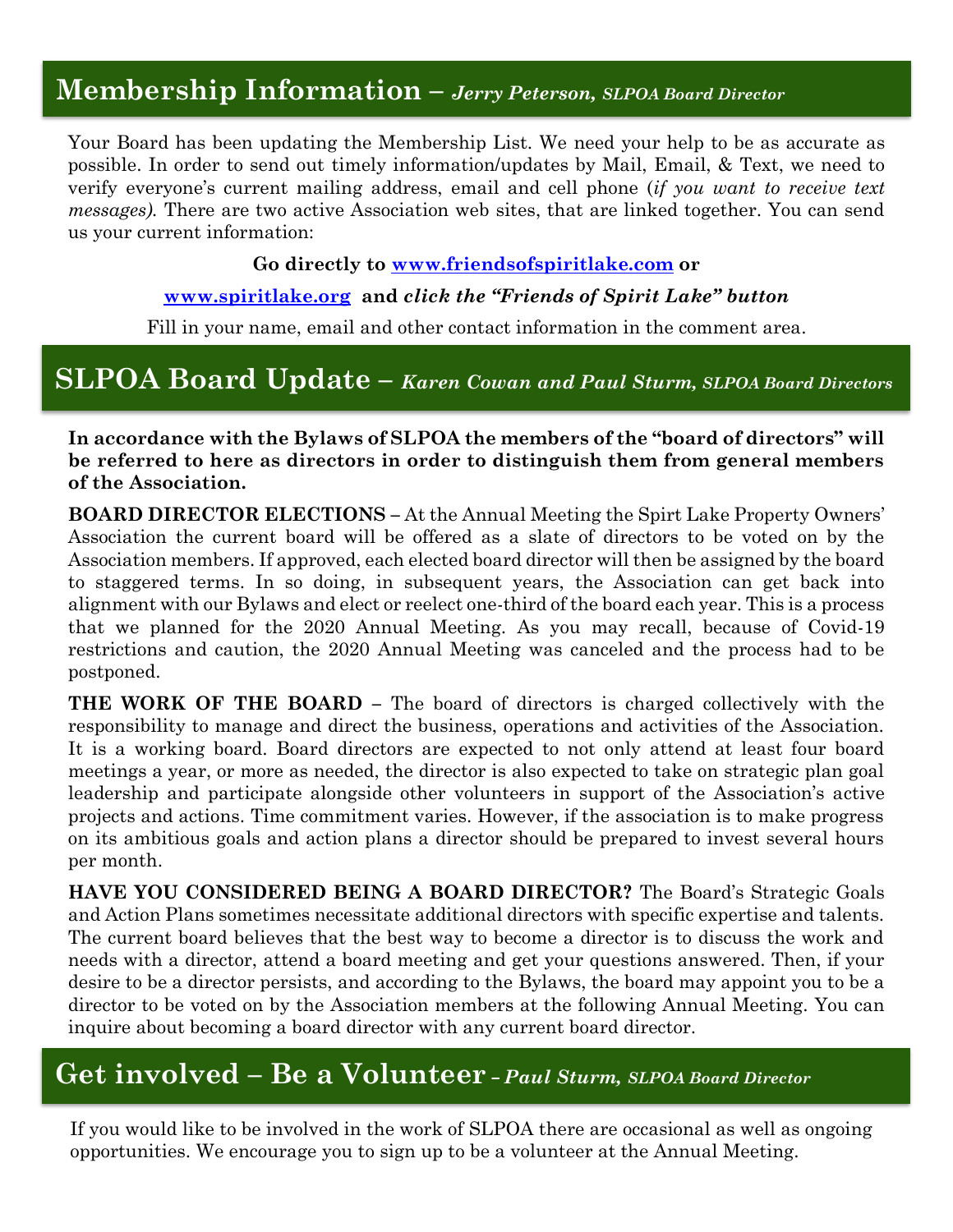## Membership Information – *Jerry Peterson, SLPOA Board Director*

Your Board has been updating the Membership List. We need your help to be as accurate as possible. In order to send out timely information/updates by Mail, Email, & Text, we need to verify everyone's current mailing address, email and cell phone (*if you want to receive text messages).* There are two active Association web sites, that are linked together. You can send us your current information:

**Go directly to [www.friendsofspiritlake.com](http://www.friendsofspiritlake.com) or**

**[www.spiritlake.org](http://www.spiritlake.org) and *click the "Friends of Spirit Lake" button***

Fill in your name, email and other contact information in the comment area.

## SLPOA Board Update – *Karen Cowan and Paul Sturm, SLPOA Board Directors*

**In accordance with the Bylaws of SLPOA the members of the "board of directors" will be referred to here as directors in order to distinguish them from general members of the Association.**

**BOARD DIRECTOR ELECTIONS** – At the Annual Meeting the Spirt Lake Property Owners' Association the current board will be offered as a slate of directors to be voted on by the Association members. If approved, each elected board director will then be assigned by the board to staggered terms. In so doing, in subsequent years, the Association can get back into alignment with our Bylaws and elect or reelect one-third of the board each year. This is a process that we planned for the 2020 Annual Meeting. As you may recall, because of Covid-19 restrictions and caution, the 2020 Annual Meeting was canceled and the process had to be postponed.

**THE WORK OF THE BOARD** – The board of directors is charged collectively with the responsibility to manage and direct the business, operations and activities of the Association. It is a working board. Board directors are expected to not only attend at least four board meetings a year, or more as needed, the director is also expected to take on strategic plan goal leadership and participate alongside other volunteers in support of the Association's active projects and actions. Time commitment varies. However, if the association is to make progress on its ambitious goals and action plans a director should be prepared to invest several hours per month.

**HAVE YOU CONSIDERED BEING A BOARD DIRECTOR?** The Board's Strategic Goals and Action Plans sometimes necessitate additional directors with specific expertise and talents. The current board believes that the best way to become a director is to discuss the work and needs with a director, attend a board meeting and get your questions answered. Then, if your desire to be a director persists, and according to the Bylaws, the board may appoint you to be a director to be voted on by the Association members at the following Annual Meeting. You can inquire about becoming a board director with any current board director.

## Get involved – Be a Volunteer – *Paul Sturm, SLPOA Board Director*

If you would like to be involved in the work of SLPOA there are occasional as well as ongoing opportunities. We encourage you to sign up to be a volunteer at the Annual Meeting.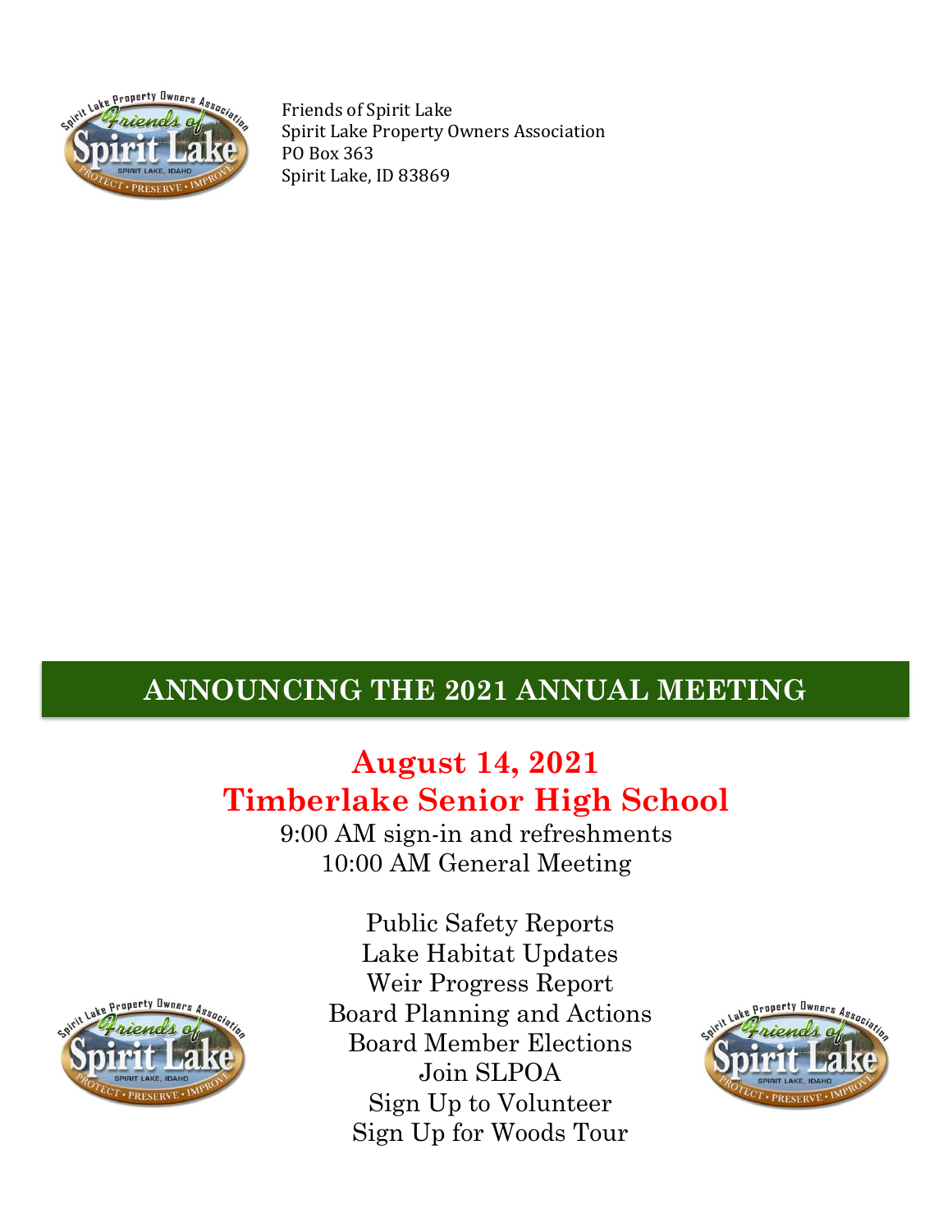Friends of Spirit Lake
Spirit Lake Property Owners Association
PO Box 363
Spirit Lake, ID 83869

## ANNOUNCING THE 2021 ANNUAL MEETING

**August 14, 2021**
**Timberlake Senior High School**

9:00 AM sign-in and refreshments
10:00 AM General Meeting

Public Safety Reports
Lake Habitat Updates
Weir Progress Report
Board Planning and Actions
Board Member Elections
Join SLPOA
Sign Up to Volunteer
Sign Up for Woods Tour